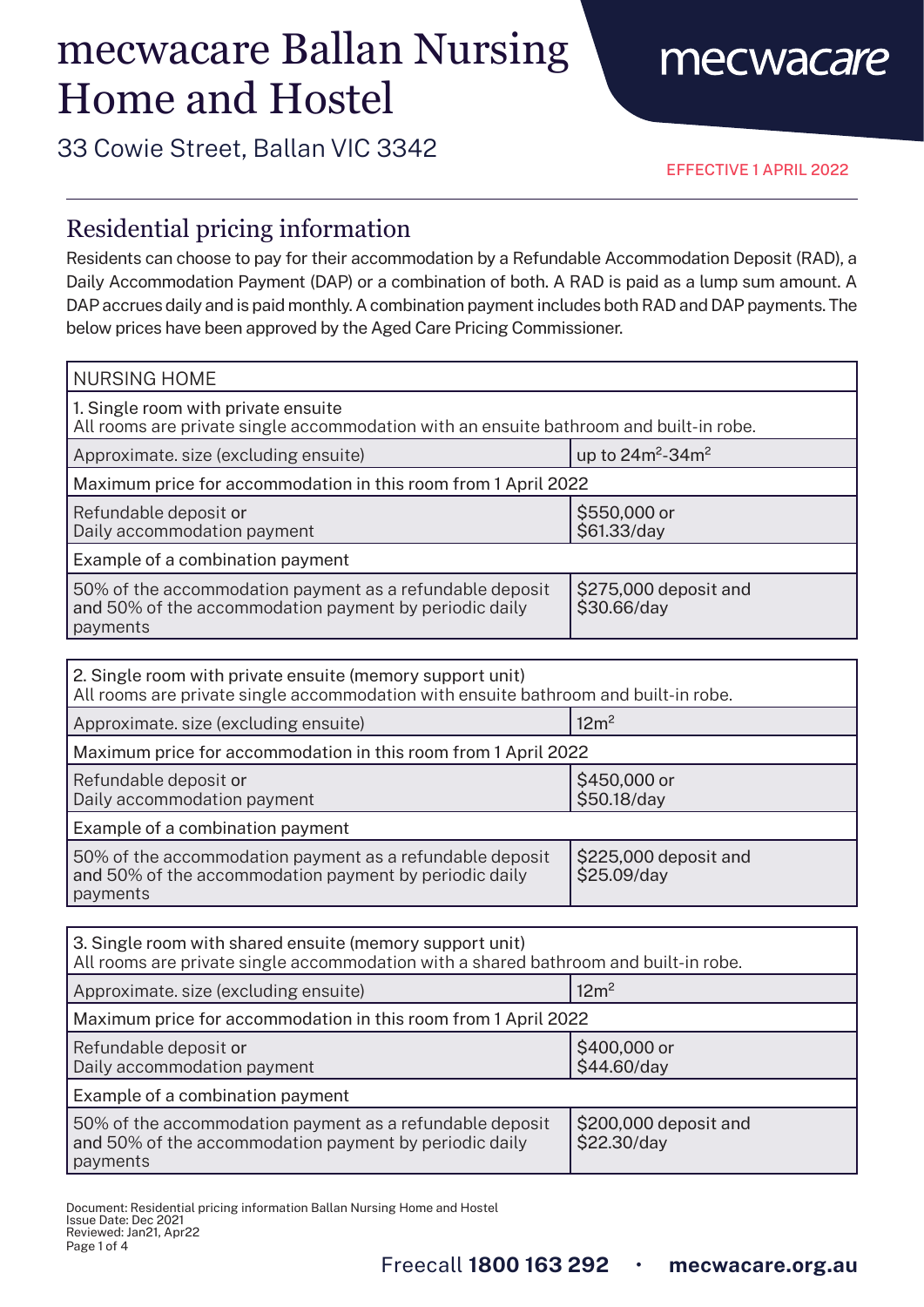# mecwacare Ballan Nursing Home and Hostel

33 Cowie Street, Ballan VIC 3342

mecwacare

EFFECTIVE 1 APRIL 2022

## Residential pricing information

Residents can choose to pay for their accommodation by a Refundable Accommodation Deposit (RAD), a Daily Accommodation Payment (DAP) or a combination of both. A RAD is paid as a lump sum amount. A DAP accrues daily and is paid monthly. A combination payment includes both RAD and DAP payments. The below prices have been approved by the Aged Care Pricing Commissioner.

| NURSING HOME | |
|---|---|
| 1. Single room with private ensuite<br>All rooms are private single accommodation with an ensuite bathroom and built-in robe. | |
| Approximate. size (excluding ensuite) | up to 24m$^2$-34m$^2$ |
| Maximum price for accommodation in this room from 1 April 2022 | |
| Refundable deposit or<br>Daily accommodation payment | $550,000 or<br>$61.33/day |
| Example of a combination payment | |
| 50% of the accommodation payment as a refundable deposit and 50% of the accommodation payment by periodic daily payments | $275,000 deposit and<br>$30.66/day |

| 2. Single room with private ensuite (memory support unit)<br>All rooms are private single accommodation with ensuite bathroom and built-in robe. | |
|---|---|
| Approximate. size (excluding ensuite) | 12m$^2$ |
| Maximum price for accommodation in this room from 1 April 2022 | |
| Refundable deposit or<br>Daily accommodation payment | $450,000 or<br>$50.18/day |
| Example of a combination payment | |
| 50% of the accommodation payment as a refundable deposit and 50% of the accommodation payment by periodic daily payments | $225,000 deposit and<br>$25.09/day |

| 3. Single room with shared ensuite (memory support unit)<br>All rooms are private single accommodation with a shared bathroom and built-in robe. | |
|---|---|
| Approximate. size (excluding ensuite) | 12m$^2$ |
| Maximum price for accommodation in this room from 1 April 2022 | |
| Refundable deposit or<br>Daily accommodation payment | $400,000 or<br>$44.60/day |
| Example of a combination payment | |
| 50% of the accommodation payment as a refundable deposit and 50% of the accommodation payment by periodic daily payments | $200,000 deposit and<br>$22.30/day |

Document: Residential pricing information Ballan Nursing Home and Hostel
Issue Date: Dec 2021
Reviewed: Jan21, Apr22

Freecall **1800 163 292** · **mecwacare.org.au**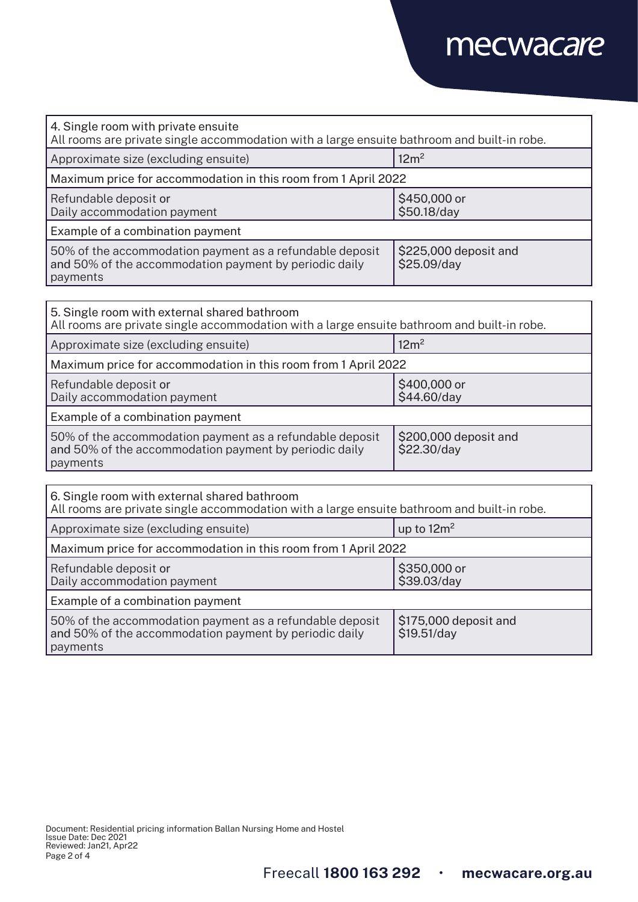| 4. Single room with private ensuite<br>All rooms are private single accommodation with a large ensuite bathroom and built-in robe. | |
|---|---|
| Approximate size (excluding ensuite) | $12m^2$ |
| Maximum price for accommodation in this room from 1 April 2022 | |
| Refundable deposit or<br>Daily accommodation payment | \$450,000 or<br>\$50.18/day |
| Example of a combination payment | |
| 50% of the accommodation payment as a refundable deposit and 50% of the accommodation payment by periodic daily payments | \$225,000 deposit and<br>\$25.09/day |

| 5. Single room with external shared bathroom<br>All rooms are private single accommodation with a large ensuite bathroom and built-in robe. | |
|---|---|
| Approximate size (excluding ensuite) | $12m^2$ |
| Maximum price for accommodation in this room from 1 April 2022 | |
| Refundable deposit or<br>Daily accommodation payment | \$400,000 or<br>\$44.60/day |
| Example of a combination payment | |
| 50% of the accommodation payment as a refundable deposit and 50% of the accommodation payment by periodic daily payments | \$200,000 deposit and<br>\$22.30/day |

| 6. Single room with external shared bathroom<br>All rooms are private single accommodation with a large ensuite bathroom and built-in robe. | |
|---|---|
| Approximate size (excluding ensuite) | up to $12m^2$ |
| Maximum price for accommodation in this room from 1 April 2022 | |
| Refundable deposit or<br>Daily accommodation payment | \$350,000 or<br>\$39.03/day |
| Example of a combination payment | |
| 50% of the accommodation payment as a refundable deposit and 50% of the accommodation payment by periodic daily payments | \$175,000 deposit and<br>\$19.51/day |

Document: Residential pricing information Ballan Nursing Home and Hostel
Issue Date: Dec 2021
Reviewed: Jan21, Apr22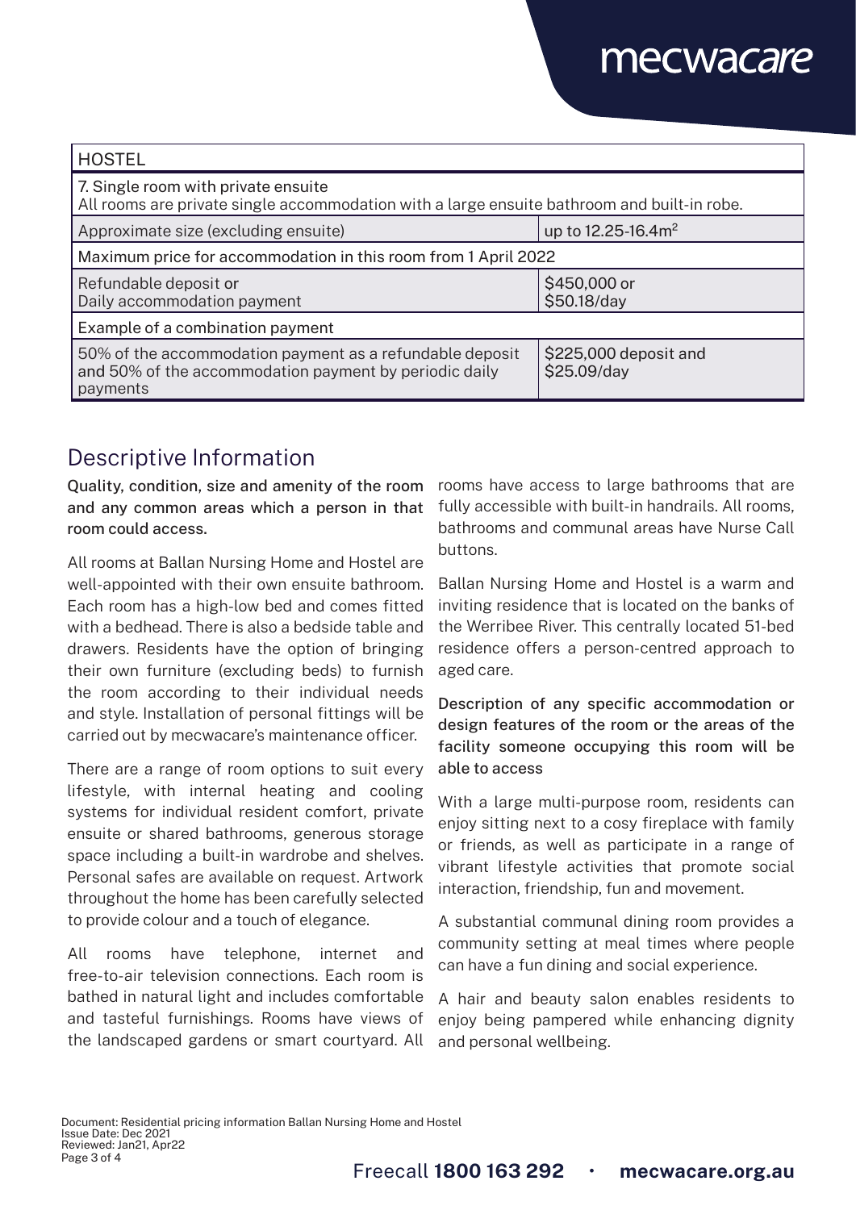| HOSTEL | |
|---|---|
| 7. Single room with private ensuite<br>All rooms are private single accommodation with a large ensuite bathroom and built-in robe. | |
| Approximate size (excluding ensuite) | up to 12.25-16.4m$^2$ |
| Maximum price for accommodation in this room from 1 April 2022 | |
| Refundable deposit or<br>Daily accommodation payment | $450,000 or<br>$50.18/day |
| Example of a combination payment | |
| 50% of the accommodation payment as a refundable deposit and 50% of the accommodation payment by periodic daily payments | $225,000 deposit and<br>$25.09/day |

## Descriptive Information

**Quality, condition, size and amenity of the room and any common areas which a person in that room could access.**

All rooms at Ballan Nursing Home and Hostel are well-appointed with their own ensuite bathroom. Each room has a high-low bed and comes fitted with a bedhead. There is also a bedside table and drawers. Residents have the option of bringing their own furniture (excluding beds) to furnish the room according to their individual needs and style. Installation of personal fittings will be carried out by mecwacare's maintenance officer.

There are a range of room options to suit every lifestyle, with internal heating and cooling systems for individual resident comfort, private ensuite or shared bathrooms, generous storage space including a built-in wardrobe and shelves. Personal safes are available on request. Artwork throughout the home has been carefully selected to provide colour and a touch of elegance.

All rooms have telephone, internet and free-to-air television connections. Each room is bathed in natural light and includes comfortable and tasteful furnishings. Rooms have views of the landscaped gardens or smart courtyard. All rooms have access to large bathrooms that are fully accessible with built-in handrails. All rooms, bathrooms and communal areas have Nurse Call buttons.

Ballan Nursing Home and Hostel is a warm and inviting residence that is located on the banks of the Werribee River. This centrally located 51-bed residence offers a person-centred approach to aged care.

**Description of any specific accommodation or design features of the room or the areas of the facility someone occupying this room will be able to access**

With a large multi-purpose room, residents can enjoy sitting next to a cosy fireplace with family or friends, as well as participate in a range of vibrant lifestyle activities that promote social interaction, friendship, fun and movement.

A substantial communal dining room provides a community setting at meal times where people can have a fun dining and social experience.

A hair and beauty salon enables residents to enjoy being pampered while enhancing dignity and personal wellbeing.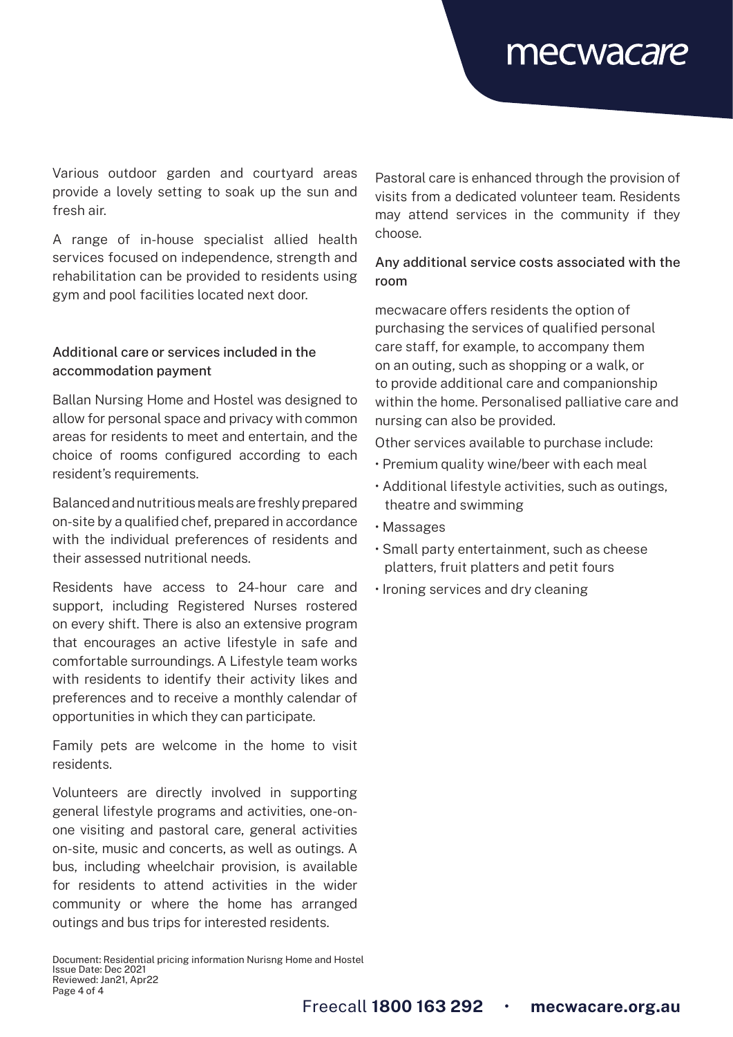Various outdoor garden and courtyard areas provide a lovely setting to soak up the sun and fresh air.

A range of in-house specialist allied health services focused on independence, strength and rehabilitation can be provided to residents using gym and pool facilities located next door.

### Additional care or services included in the accommodation payment

Ballan Nursing Home and Hostel was designed to allow for personal space and privacy with common areas for residents to meet and entertain, and the choice of rooms configured according to each resident's requirements.

Balanced and nutritious meals are freshly prepared on-site by a qualified chef, prepared in accordance with the individual preferences of residents and their assessed nutritional needs.

Residents have access to 24-hour care and support, including Registered Nurses rostered on every shift. There is also an extensive program that encourages an active lifestyle in safe and comfortable surroundings. A Lifestyle team works with residents to identify their activity likes and preferences and to receive a monthly calendar of opportunities in which they can participate.

Family pets are welcome in the home to visit residents.

Volunteers are directly involved in supporting general lifestyle programs and activities, one-on-one visiting and pastoral care, general activities on-site, music and concerts, as well as outings. A bus, including wheelchair provision, is available for residents to attend activities in the wider community or where the home has arranged outings and bus trips for interested residents.

Pastoral care is enhanced through the provision of visits from a dedicated volunteer team. Residents may attend services in the community if they choose.

### Any additional service costs associated with the room

mecwacare offers residents the option of purchasing the services of qualified personal care staff, for example, to accompany them on an outing, such as shopping or a walk, or to provide additional care and companionship within the home. Personalised palliative care and nursing can also be provided.

Other services available to purchase include:

- Premium quality wine/beer with each meal
- Additional lifestyle activities, such as outings, theatre and swimming
- Massages
- Small party entertainment, such as cheese platters, fruit platters and petit fours
- Ironing services and dry cleaning

Document: Residential pricing information Nurisng Home and Hostel
Issue Date: Dec 2021
Reviewed: Jan21, Apr22